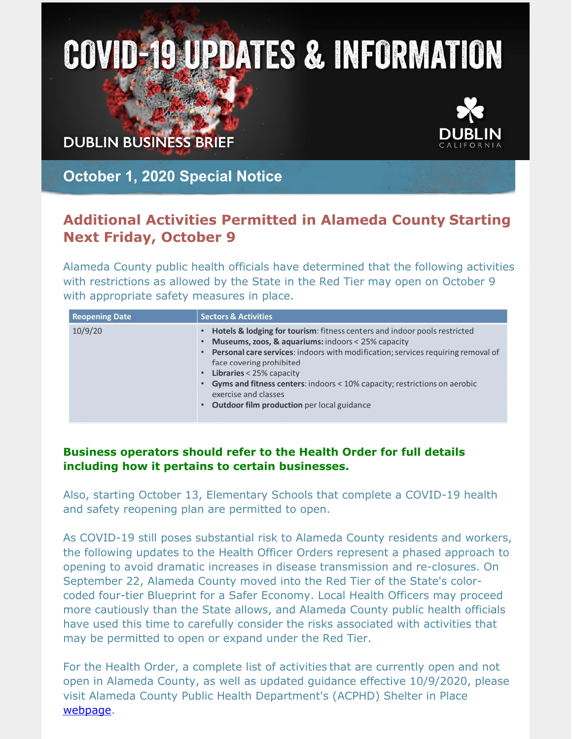# COVID-19 UPDATES & INFORMATION

DUBLIN BUSINESS BRIEF

DUBLIN CALIFORNIA

## October 1, 2020 Special Notice

## Additional Activities Permitted in Alameda County Starting Next Friday, October 9

Alameda County public health officials have determined that the following activities with restrictions as allowed by the State in the Red Tier may open on October 9 with appropriate safety measures in place.

| Reopening Date | Sectors & Activities |
|---|---|
| 10/9/20 | • **Hotels & lodging for tourism**: fitness centers and indoor pools restricted<br>• **Museums, zoos, & aquariums:** indoors < 25% capacity<br>• **Personal care services**: indoors with modification; services requiring removal of face covering prohibited<br>• **Libraries** < 25% capacity<br>• **Gyms and fitness centers**: indoors < 10% capacity; restrictions on aerobic exercise and classes<br>• **Outdoor film production** per local guidance |

**Business operators should refer to the Health Order for full details including how it pertains to certain businesses.**

Also, starting October 13, Elementary Schools that complete a COVID-19 health and safety reopening plan are permitted to open.

As COVID-19 still poses substantial risk to Alameda County residents and workers, the following updates to the Health Officer Orders represent a phased approach to opening to avoid dramatic increases in disease transmission and re-closures. On September 22, Alameda County moved into the Red Tier of the State's color-coded four-tier Blueprint for a Safer Economy. Local Health Officers may proceed more cautiously than the State allows, and Alameda County public health officials have used this time to carefully consider the risks associated with activities that may be permitted to open or expand under the Red Tier.

For the Health Order, a complete list of activities that are currently open and not open in Alameda County, as well as updated guidance effective 10/9/2020, please visit Alameda County Public Health Department's (ACPHD) Shelter in Place webpage.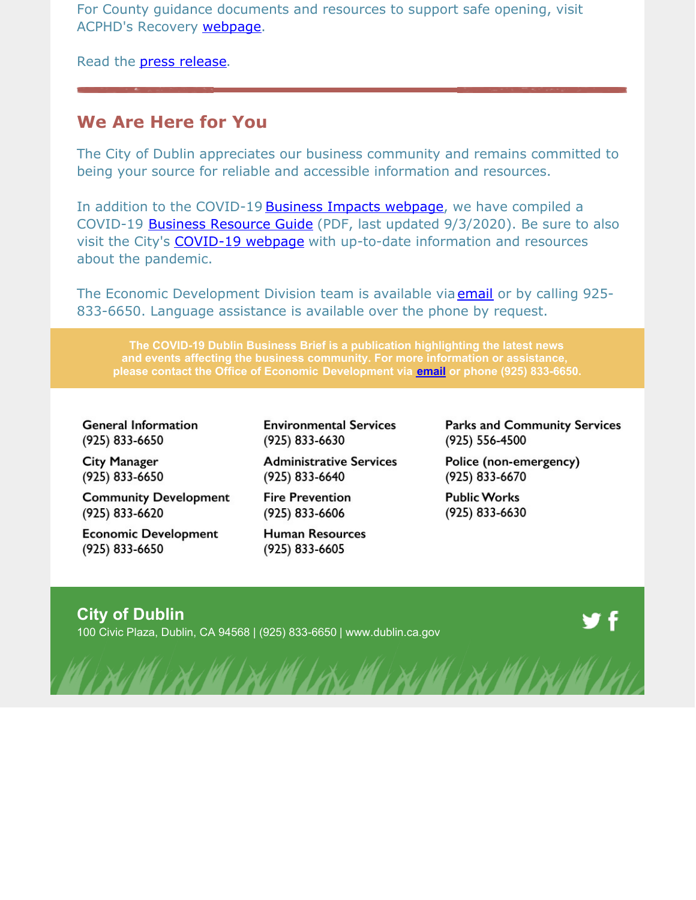For County guidance documents and resources to support safe opening, visit ACPHD's Recovery webpage.

Read the press release.

## We Are Here for You

The City of Dublin appreciates our business community and remains committed to being your source for reliable and accessible information and resources.

In addition to the COVID-19 Business Impacts webpage, we have compiled a COVID-19 Business Resource Guide (PDF, last updated 9/3/2020). Be sure to also visit the City's COVID-19 webpage with up-to-date information and resources about the pandemic.

The Economic Development Division team is available via email or by calling 925-833-6650. Language assistance is available over the phone by request.

**The COVID-19 Dublin Business Brief is a publication highlighting the latest news and events affecting the business community. For more information or assistance, please contact the Office of Economic Development via email or phone (925) 833-6650.**

**General Information**
(925) 833-6650

**City Manager**
(925) 833-6650

**Community Development**
(925) 833-6620

**Economic Development**
(925) 833-6650

**Environmental Services**
(925) 833-6630

**Administrative Services**
(925) 833-6640

**Fire Prevention**
(925) 833-6606

**Human Resources**
(925) 833-6605

**Parks and Community Services**
(925) 556-4500

**Police (non-emergency)**
(925) 833-6670

**Public Works**
(925) 833-6630

**City of Dublin**
100 Civic Plaza, Dublin, CA 94568 | (925) 833-6650 | www.dublin.ca.gov